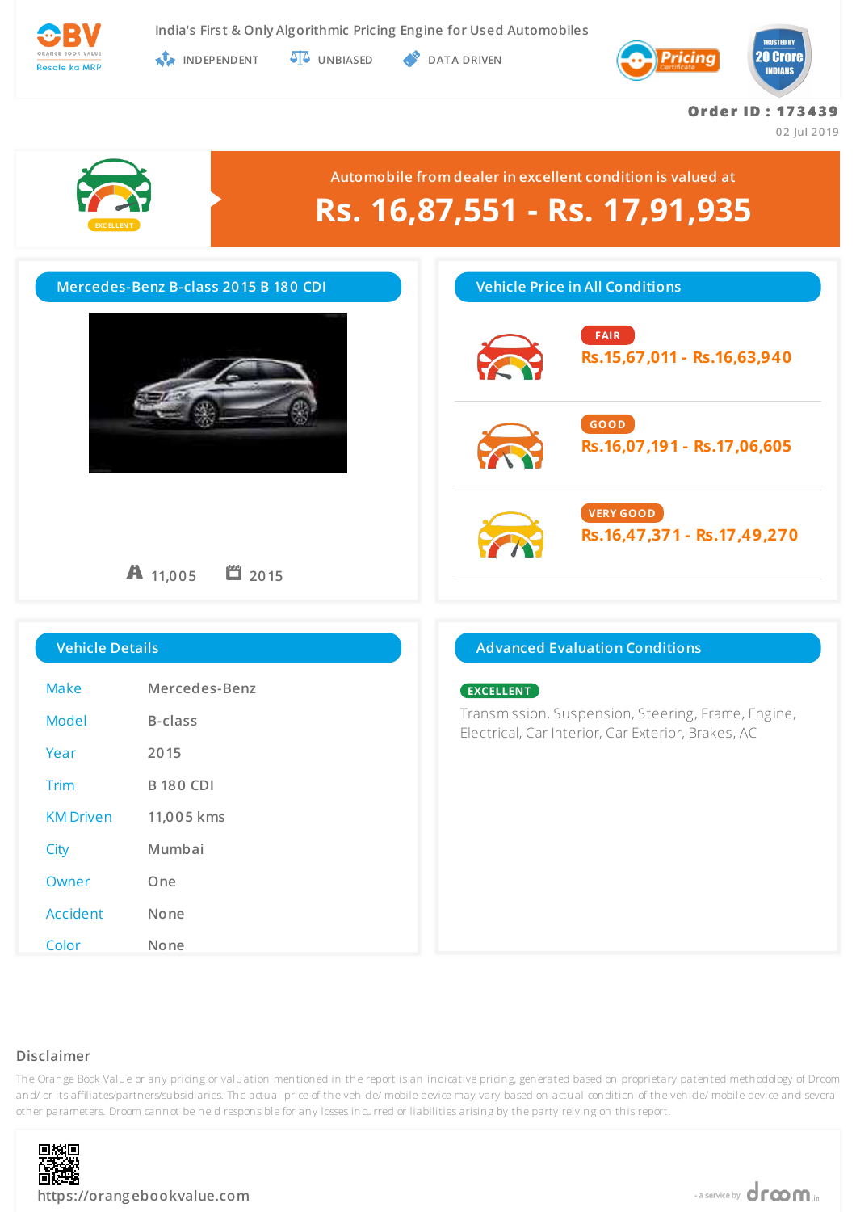OBV
ORANGE BOOK VALUE
Resale ka MRP

India's First & Only Algorithmic Pricing Engine for Used Automobiles

INDEPENDENT | UNBIASED | DATA DRIVEN

Pricing Certificate

TRUSTED BY 20 Crore INDIANS

**Order ID : 173439**

02 Jul 2019

EXCELLENT

Automobile from dealer in excellent condition is valued at

# Rs. 16,87,551 - Rs. 17,91,935

## Mercedes-Benz B-class 2015 B 180 CDI

11,005 | 2015

## Vehicle Price in All Conditions

| Condition | Price |
|---|---|
| FAIR | Rs.15,67,011 - Rs.16,63,940 |
| GOOD | Rs.16,07,191 - Rs.17,06,605 |
| VERY GOOD | Rs.16,47,371 - Rs.17,49,270 |

## Vehicle Details

| | |
|---|---|
| Make | Mercedes-Benz |
| Model | B-class |
| Year | 2015 |
| Trim | B 180 CDI |
| KM Driven | 11,005 kms |
| City | Mumbai |
| Owner | One |
| Accident | None |
| Color | None |

## Advanced Evaluation Conditions

**EXCELLENT**

Transmission, Suspension, Steering, Frame, Engine, Electrical, Car Interior, Car Exterior, Brakes, AC

### Disclaimer

The Orange Book Value or any pricing or valuation mentioned in the report is an indicative pricing, generated based on proprietary patented methodology of Droom and/ or its affiliates/partners/subsidiaries. The actual price of the vehicle/ mobile device may vary based on actual condition of the vehicle/ mobile device and several other parameters. Droom cannot be held responsible for any losses incurred or liabilities arising by the party relying on this report.

https://orangebookvalue.com

- a service by droom.in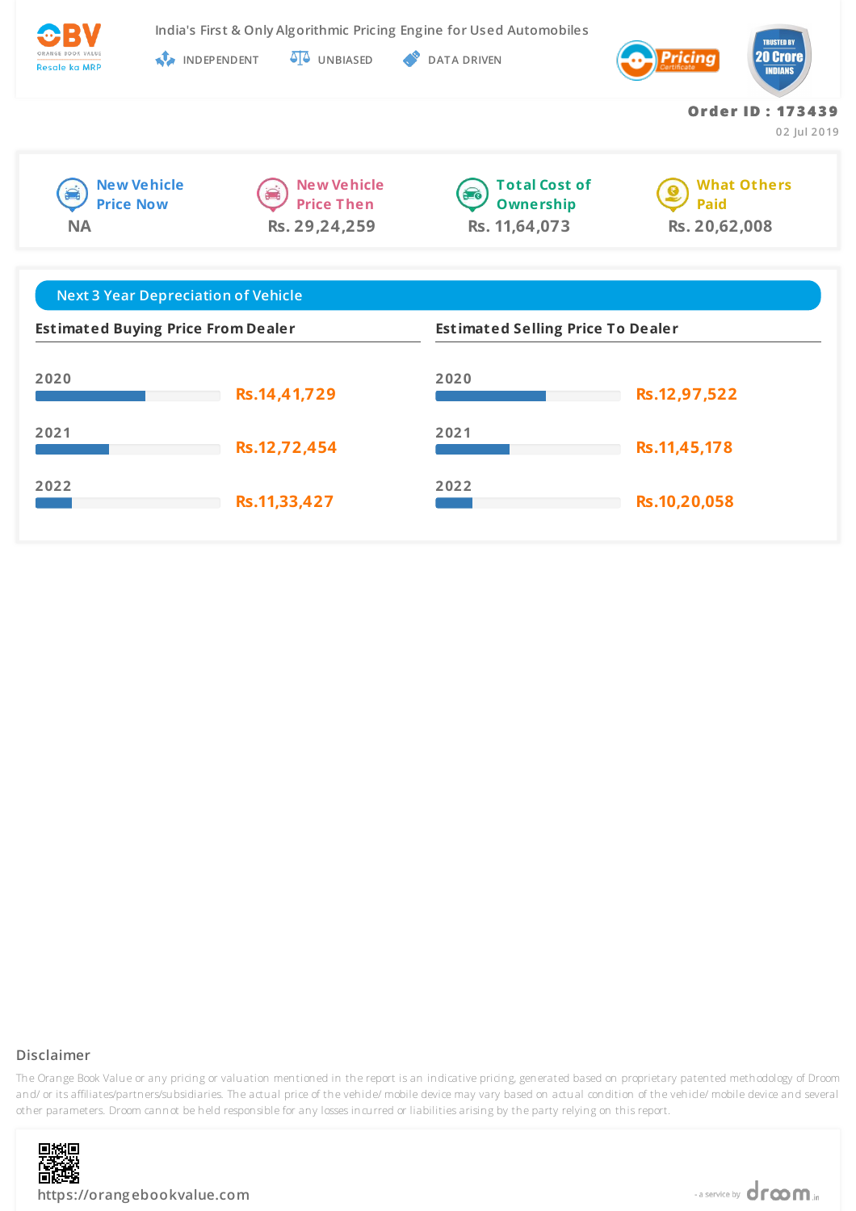# OBV

Resale ka MRP

India's First & Only Algorithmic Pricing Engine for Used Automobiles

INDEPENDENT | UNBIASED | DATA DRIVEN

**Order ID : 173439**

02 Jul 2019

| New Vehicle Price Now | New Vehicle Price Then | Total Cost of Ownership | What Others Paid |
|---|---|---|---|
| NA | Rs. 29,24,259 | Rs. 11,64,073 | Rs. 20,62,008 |

## Next 3 Year Depreciation of Vehicle

| Year | Estimated Buying Price From Dealer | Estimated Selling Price To Dealer |
|---|---|---|
| 2020 | Rs.14,41,729 | Rs.12,97,522 |
| 2021 | Rs.12,72,454 | Rs.11,45,178 |
| 2022 | Rs.11,33,427 | Rs.10,20,058 |

### Disclaimer

The Orange Book Value or any pricing or valuation mentioned in the report is an indicative pricing, generated based on proprietary patented methodology of Droom and/ or its affiliates/partners/subsidiaries. The actual price of the vehicle/ mobile device may vary based on actual condition of the vehicle/ mobile device and several other parameters. Droom cannot be held responsible for any losses incurred or liabilities arising by the party relying on this report.

https://orangebookvalue.com

- a service by droom.in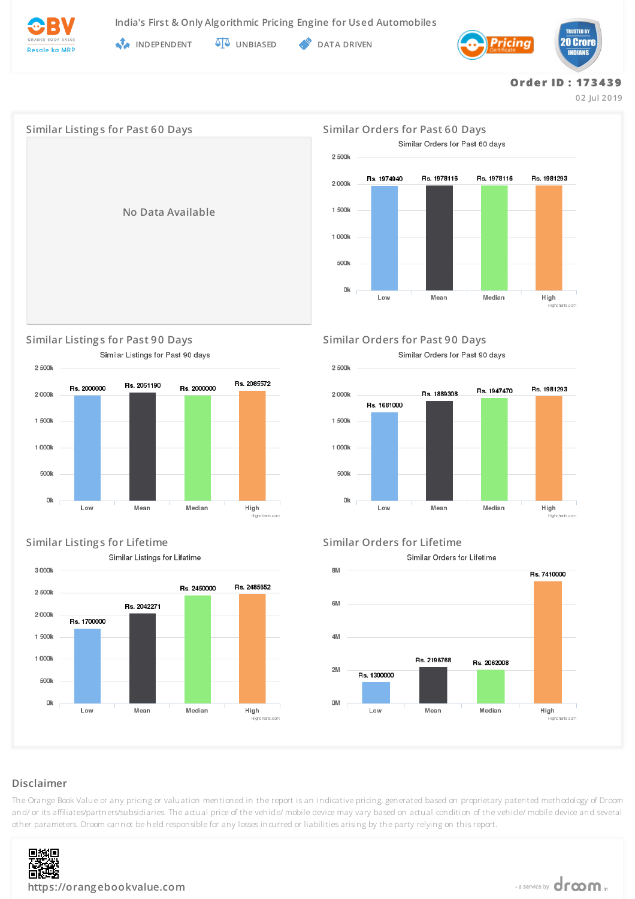India's First & Only Algorithmic Pricing Engine for Used Automobiles

INDEPENDENT | UNBIASED | DATA DRIVEN

**Order ID : 173439**

02 Jul 2019

## Similar Listings for Past 60 Days

No Data Available

## Similar Orders for Past 60 Days

Similar Orders for Past 60 days

| Low | Mean | Median | High |
|---|---|---|---|
| Rs. 1974940 | Rs. 1978116 | Rs. 1978116 | Rs. 1981293 |

## Similar Listings for Past 90 Days

Similar Listings for Past 90 days

| Low | Mean | Median | High |
|---|---|---|---|
| Rs. 2000000 | Rs. 2051190 | Rs. 2000000 | Rs. 2085572 |

## Similar Orders for Past 90 Days

Similar Orders for Past 90 days

| Low | Mean | Median | High |
|---|---|---|---|
| Rs. 1681000 | Rs. 1889308 | Rs. 1947470 | Rs. 1981293 |

## Similar Listings for Lifetime

Similar Listings for Lifetime

| Low | Mean | Median | High |
|---|---|---|---|
| Rs. 1700000 | Rs. 2042271 | Rs. 2450000 | Rs. 2485652 |

## Similar Orders for Lifetime

Similar Orders for Lifetime

| Low | Mean | Median | High |
|---|---|---|---|
| Rs. 1300000 | Rs. 2196768 | Rs. 2062008 | Rs. 7410000 |

## Disclaimer

The Orange Book Value or any pricing or valuation mentioned in the report is an indicative pricing, generated based on proprietary patented methodology of Droom and/ or its affiliates/partners/subsidiaries. The actual price of the vehicle/ mobile device may vary based on actual condition of the vehicle/ mobile device and several other parameters. Droom cannot be held responsible for any losses incurred or liabilities arising by the party relying on this report.

https://orangebookvalue.com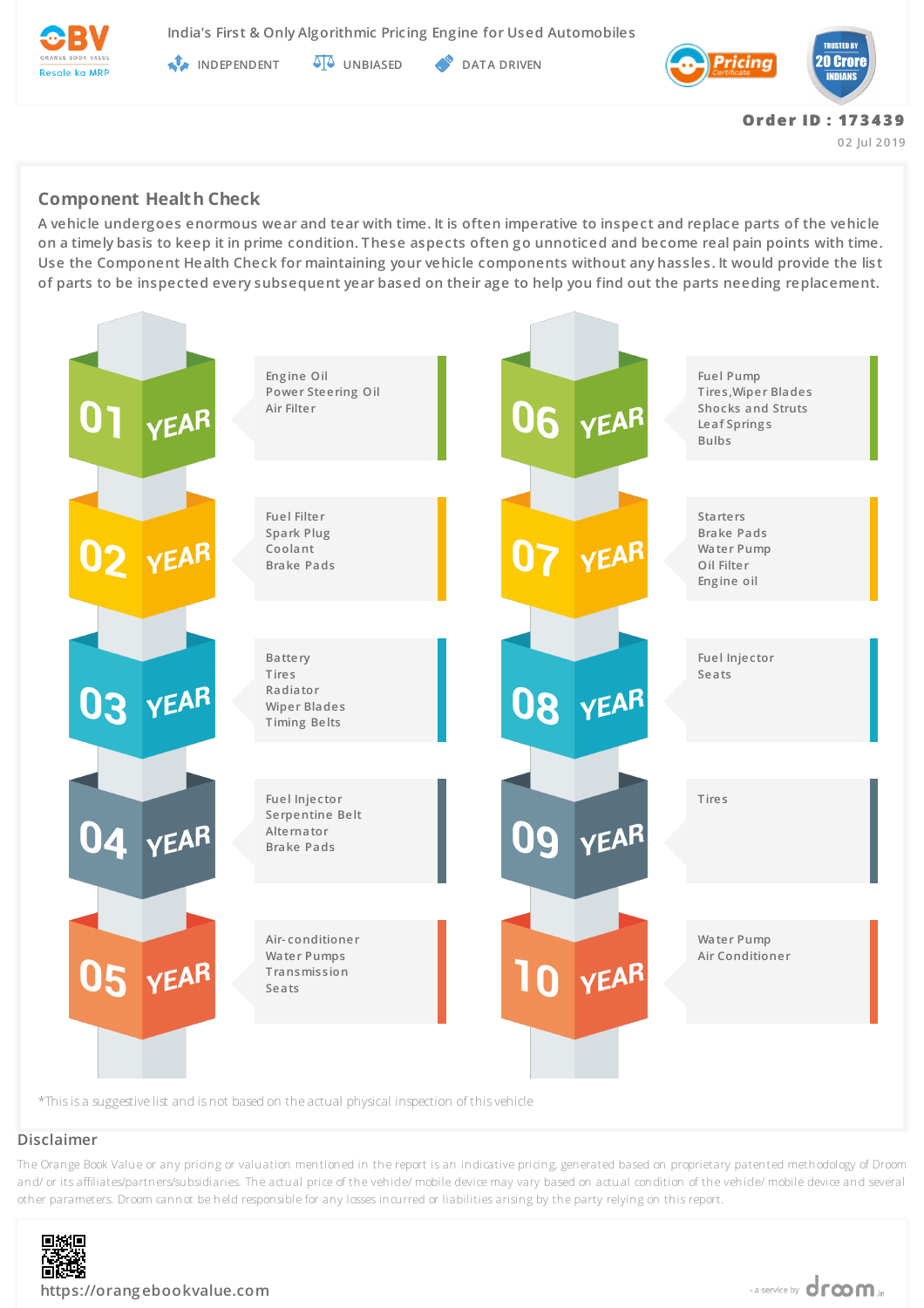India's First & Only Algorithmic Pricing Engine for Used Automobiles

INDEPENDENT UNBIASED DATA DRIVEN

**Order ID : 173439**

02 Jul 2019

## Component Health Check

A vehicle undergoes enormous wear and tear with time. It is often imperative to inspect and replace parts of the vehicle on a timely basis to keep it in prime condition. These aspects often go unnoticed and become real pain points with time. Use the Component Health Check for maintaining your vehicle components without any hassles. It would provide the list of parts to be inspected every subsequent year based on their age to help you find out the parts needing replacement.

**01 YEAR**
- Engine Oil
- Power Steering Oil
- Air Filter

**02 YEAR**
- Fuel Filter
- Spark Plug
- Coolant
- Brake Pads

**03 YEAR**
- Battery
- Tires
- Radiator
- Wiper Blades
- Timing Belts

**04 YEAR**
- Fuel Injector
- Serpentine Belt
- Alternator
- Brake Pads

**05 YEAR**
- Air-conditioner
- Water Pumps
- Transmission
- Seats

**06 YEAR**
- Fuel Pump
- Tires,Wiper Blades
- Shocks and Struts
- Leaf Springs
- Bulbs

**07 YEAR**
- Starters
- Brake Pads
- Water Pump
- Oil Filter
- Engine oil

**08 YEAR**
- Fuel Injector
- Seats

**09 YEAR**
- Tires

**10 YEAR**
- Water Pump
- Air Conditioner

*This is a suggestive list and is not based on the actual physical inspection of this vehicle

## Disclaimer

The Orange Book Value or any pricing or valuation mentioned in the report is an indicative pricing, generated based on proprietary patented methodology of Droom and/ or its affiliates/partners/subsidiaries. The actual price of the vehicle/ mobile device may vary based on actual condition of the vehicle/ mobile device and several other parameters. Droom cannot be held responsible for any losses incurred or liabilities arising by the party relying on this report.

https://orangebookvalue.com

- a service by droom.in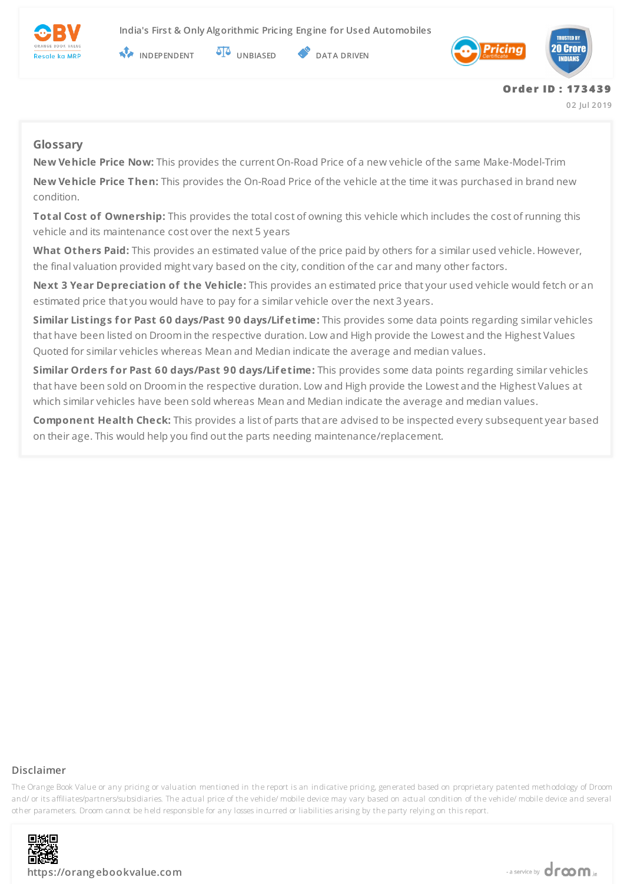Order ID : 173439

02 Jul 2019

## Glossary

**New Vehicle Price Now:** This provides the current On-Road Price of a new vehicle of the same Make-Model-Trim

**New Vehicle Price Then:** This provides the On-Road Price of the vehicle at the time it was purchased in brand new condition.

**Total Cost of Ownership:** This provides the total cost of owning this vehicle which includes the cost of running this vehicle and its maintenance cost over the next 5 years

**What Others Paid:** This provides an estimated value of the price paid by others for a similar used vehicle. However, the final valuation provided might vary based on the city, condition of the car and many other factors.

**Next 3 Year Depreciation of the Vehicle:** This provides an estimated price that your used vehicle would fetch or an estimated price that you would have to pay for a similar vehicle over the next 3 years.

**Similar Listings for Past 60 days/Past 90 days/Lifetime:** This provides some data points regarding similar vehicles that have been listed on Droom in the respective duration. Low and High provide the Lowest and the Highest Values Quoted for similar vehicles whereas Mean and Median indicate the average and median values.

**Similar Orders for Past 60 days/Past 90 days/Lifetime:** This provides some data points regarding similar vehicles that have been sold on Droom in the respective duration. Low and High provide the Lowest and the Highest Values at which similar vehicles have been sold whereas Mean and Median indicate the average and median values.

**Component Health Check:** This provides a list of parts that are advised to be inspected every subsequent year based on their age. This would help you find out the parts needing maintenance/replacement.

## Disclaimer

The Orange Book Value or any pricing or valuation mentioned in the report is an indicative pricing, generated based on proprietary patented methodology of Droom and/ or its affiliates/partners/subsidiaries. The actual price of the vehicle/ mobile device may vary based on actual condition of the vehicle/ mobile device and several other parameters. Droom cannot be held responsible for any losses incurred or liabilities arising by the party relying on this report.

https://orangebookvalue.com